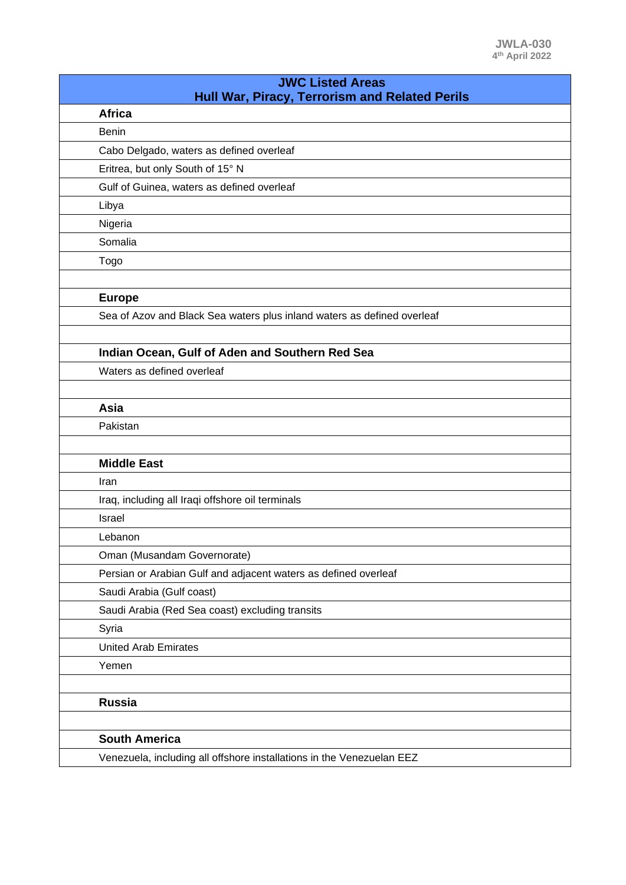JWLA-030
4th April 2022

| JWC Listed Areas<br>Hull War, Piracy, Terrorism and Related Perils |
| --- |
| **Africa** |
| Benin |
| Cabo Delgado, waters as defined overleaf |
| Eritrea, but only South of 15° N |
| Gulf of Guinea, waters as defined overleaf |
| Libya |
| Nigeria |
| Somalia |
| Togo |
| |
| **Europe** |
| Sea of Azov and Black Sea waters plus inland waters as defined overleaf |
| |
| **Indian Ocean, Gulf of Aden and Southern Red Sea** |
| Waters as defined overleaf |
| |
| **Asia** |
| Pakistan |
| |
| **Middle East** |
| Iran |
| Iraq, including all Iraqi offshore oil terminals |
| Israel |
| Lebanon |
| Oman (Musandam Governorate) |
| Persian or Arabian Gulf and adjacent waters as defined overleaf |
| Saudi Arabia (Gulf coast) |
| Saudi Arabia (Red Sea coast) excluding transits |
| Syria |
| United Arab Emirates |
| Yemen |
| |
| **Russia** |
| |
| **South America** |
| Venezuela, including all offshore installations in the Venezuelan EEZ |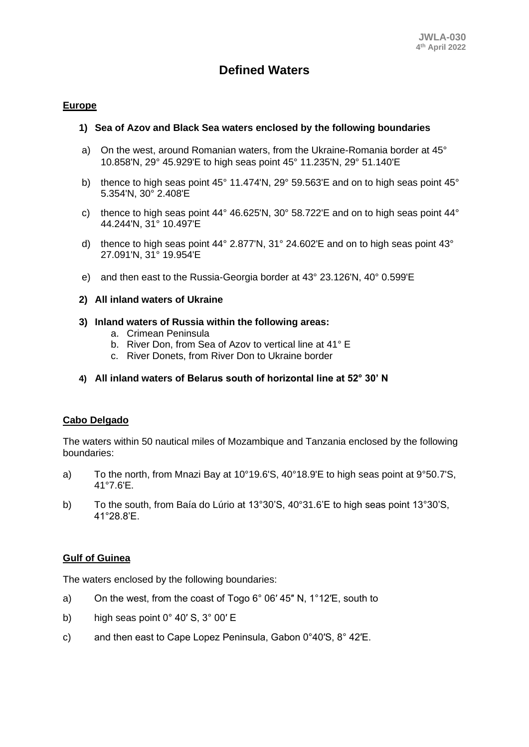JWLA-030
4th April 2022

# Defined Waters

## Europe

**1) Sea of Azov and Black Sea waters enclosed by the following boundaries**

a) On the west, around Romanian waters, from the Ukraine-Romania border at 45° 10.858'N, 29° 45.929'E to high seas point 45° 11.235'N, 29° 51.140'E

b) thence to high seas point 45° 11.474'N, 29° 59.563'E and on to high seas point 45° 5.354'N, 30° 2.408'E

c) thence to high seas point 44° 46.625'N, 30° 58.722'E and on to high seas point 44° 44.244'N, 31° 10.497'E

d) thence to high seas point 44° 2.877'N, 31° 24.602'E and on to high seas point 43° 27.091'N, 31° 19.954'E

e) and then east to the Russia-Georgia border at 43° 23.126'N, 40° 0.599'E

**2) All inland waters of Ukraine**

**3) Inland waters of Russia within the following areas:**

a. Crimean Peninsula
b. River Don, from Sea of Azov to vertical line at 41° E
c. River Donets, from River Don to Ukraine border

**4) All inland waters of Belarus south of horizontal line at 52° 30' N**

## Cabo Delgado

The waters within 50 nautical miles of Mozambique and Tanzania enclosed by the following boundaries:

a) To the north, from Mnazi Bay at 10°19.6'S, 40°18.9'E to high seas point at 9°50.7'S, 41°7.6'E.

b) To the south, from Baía do Lúrio at 13°30'S, 40°31.6'E to high seas point 13°30'S, 41°28.8'E.

## Gulf of Guinea

The waters enclosed by the following boundaries:

a) On the west, from the coast of Togo 6° 06′ 45″ N, 1°12′E, south to

b) high seas point 0° 40′ S, 3° 00′ E

c) and then east to Cape Lopez Peninsula, Gabon 0°40′S, 8° 42′E.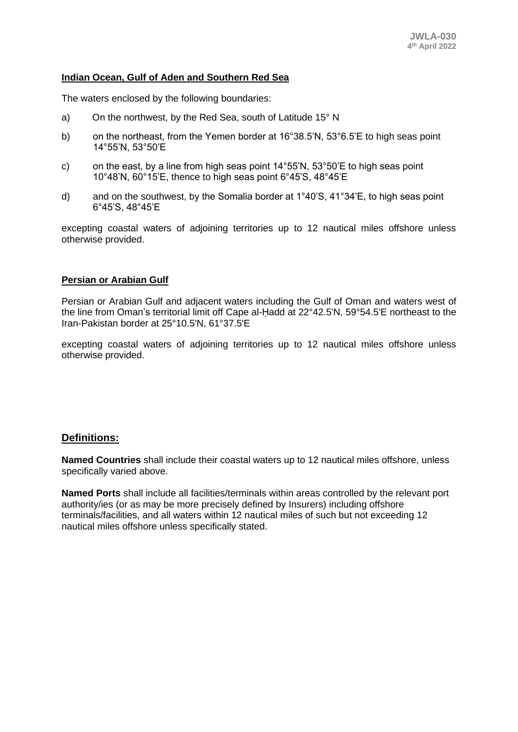**Indian Ocean, Gulf of Aden and Southern Red Sea**

The waters enclosed by the following boundaries:

a) On the northwest, by the Red Sea, south of Latitude 15° N

b) on the northeast, from the Yemen border at 16°38.5'N, 53°6.5'E to high seas point 14°55'N, 53°50'E

c) on the east, by a line from high seas point 14°55'N, 53°50'E to high seas point 10°48'N, 60°15'E, thence to high seas point 6°45'S, 48°45'E

d) and on the southwest, by the Somalia border at 1°40'S, 41°34'E, to high seas point 6°45'S, 48°45'E

excepting coastal waters of adjoining territories up to 12 nautical miles offshore unless otherwise provided.

**Persian or Arabian Gulf**

Persian or Arabian Gulf and adjacent waters including the Gulf of Oman and waters west of the line from Oman's territorial limit off Cape al-Ḥadd at 22°42.5'N, 59°54.5'E northeast to the Iran-Pakistan border at 25°10.5'N, 61°37.5'E

excepting coastal waters of adjoining territories up to 12 nautical miles offshore unless otherwise provided.

## Definitions:

**Named Countries** shall include their coastal waters up to 12 nautical miles offshore, unless specifically varied above.

**Named Ports** shall include all facilities/terminals within areas controlled by the relevant port authority/ies (or as may be more precisely defined by Insurers) including offshore terminals/facilities, and all waters within 12 nautical miles of such but not exceeding 12 nautical miles offshore unless specifically stated.